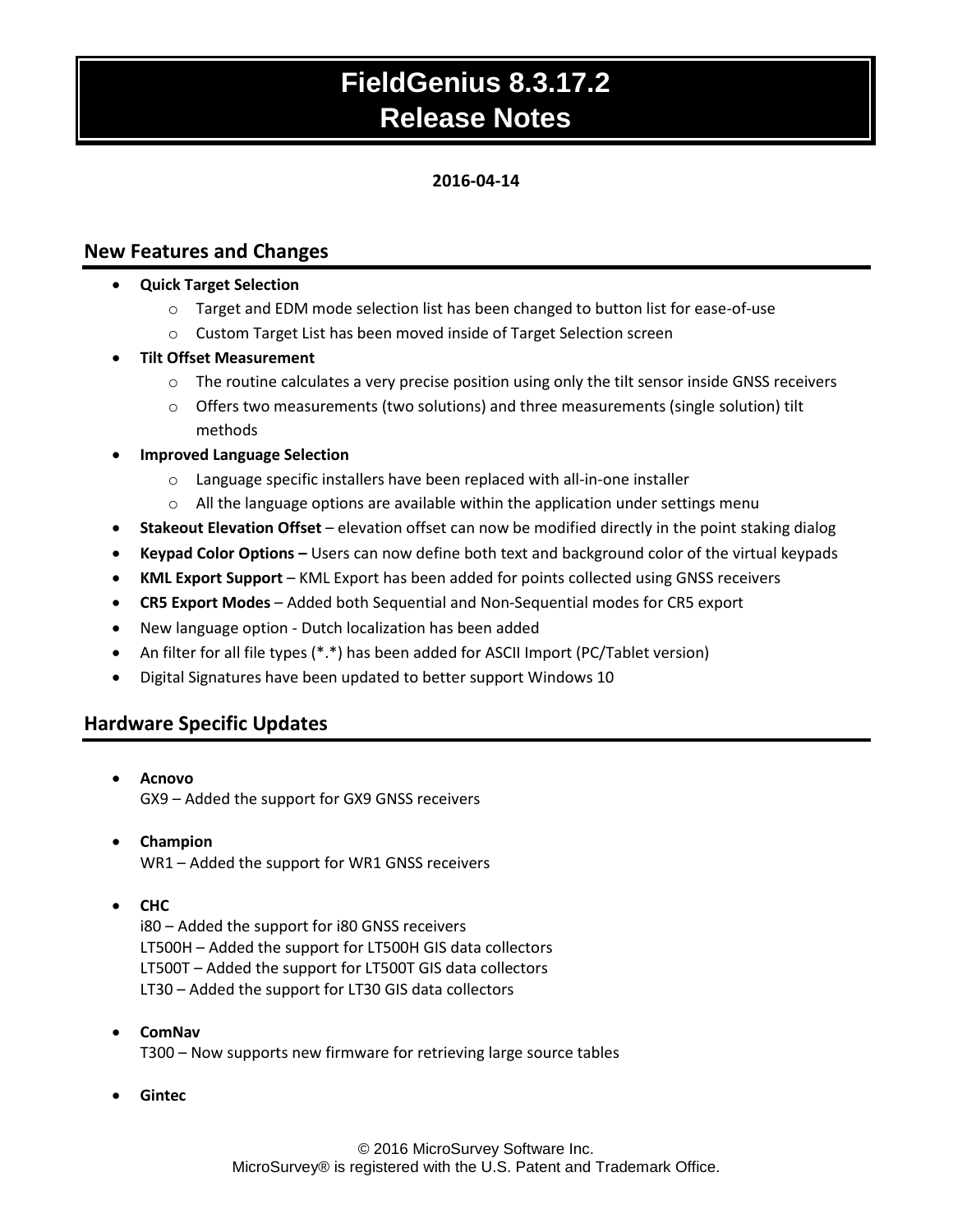# FieldGenius 8.3.17.2
# Release Notes

**2016-04-14**

## New Features and Changes

- **Quick Target Selection**
  - Target and EDM mode selection list has been changed to button list for ease-of-use
  - Custom Target List has been moved inside of Target Selection screen
- **Tilt Offset Measurement**
  - The routine calculates a very precise position using only the tilt sensor inside GNSS receivers
  - Offers two measurements (two solutions) and three measurements (single solution) tilt methods
- **Improved Language Selection**
  - Language specific installers have been replaced with all-in-one installer
  - All the language options are available within the application under settings menu
- **Stakeout Elevation Offset** – elevation offset can now be modified directly in the point staking dialog
- **Keypad Color Options –** Users can now define both text and background color of the virtual keypads
- **KML Export Support** – KML Export has been added for points collected using GNSS receivers
- **CR5 Export Modes** – Added both Sequential and Non-Sequential modes for CR5 export
- New language option - Dutch localization has been added
- An filter for all file types (*.*) has been added for ASCII Import (PC/Tablet version)
- Digital Signatures have been updated to better support Windows 10

## Hardware Specific Updates

- **Acnovo**
  GX9 – Added the support for GX9 GNSS receivers

- **Champion**
  WR1 – Added the support for WR1 GNSS receivers

- **CHC**
  i80 – Added the support for i80 GNSS receivers
  LT500H – Added the support for LT500H GIS data collectors
  LT500T – Added the support for LT500T GIS data collectors
  LT30 – Added the support for LT30 GIS data collectors

- **ComNav**
  T300 – Now supports new firmware for retrieving large source tables

- **Gintec**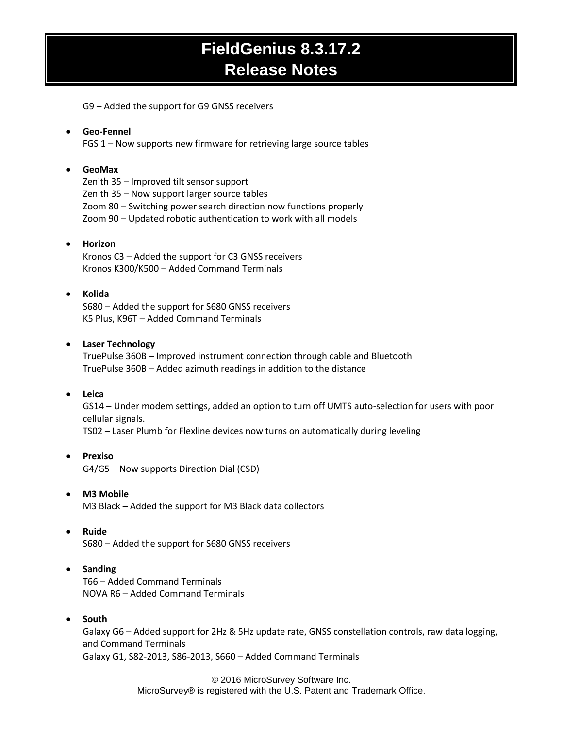G9 – Added the support for G9 GNSS receivers

- **Geo-Fennel**
  FGS 1 – Now supports new firmware for retrieving large source tables

- **GeoMax**
  Zenith 35 – Improved tilt sensor support
  Zenith 35 – Now support larger source tables
  Zoom 80 – Switching power search direction now functions properly
  Zoom 90 – Updated robotic authentication to work with all models

- **Horizon**
  Kronos C3 – Added the support for C3 GNSS receivers
  Kronos K300/K500 – Added Command Terminals

- **Kolida**
  S680 – Added the support for S680 GNSS receivers
  K5 Plus, K96T – Added Command Terminals

- **Laser Technology**
  TruePulse 360B – Improved instrument connection through cable and Bluetooth
  TruePulse 360B – Added azimuth readings in addition to the distance

- **Leica**
  GS14 – Under modem settings, added an option to turn off UMTS auto-selection for users with poor cellular signals.
  TS02 – Laser Plumb for Flexline devices now turns on automatically during leveling

- **Prexiso**
  G4/G5 – Now supports Direction Dial (CSD)

- **M3 Mobile**
  M3 Black **–** Added the support for M3 Black data collectors

- **Ruide**
  S680 – Added the support for S680 GNSS receivers

- **Sanding**
  T66 – Added Command Terminals
  NOVA R6 – Added Command Terminals

- **South**
  Galaxy G6 – Added support for 2Hz & 5Hz update rate, GNSS constellation controls, raw data logging, and Command Terminals
  Galaxy G1, S82-2013, S86-2013, S660 – Added Command Terminals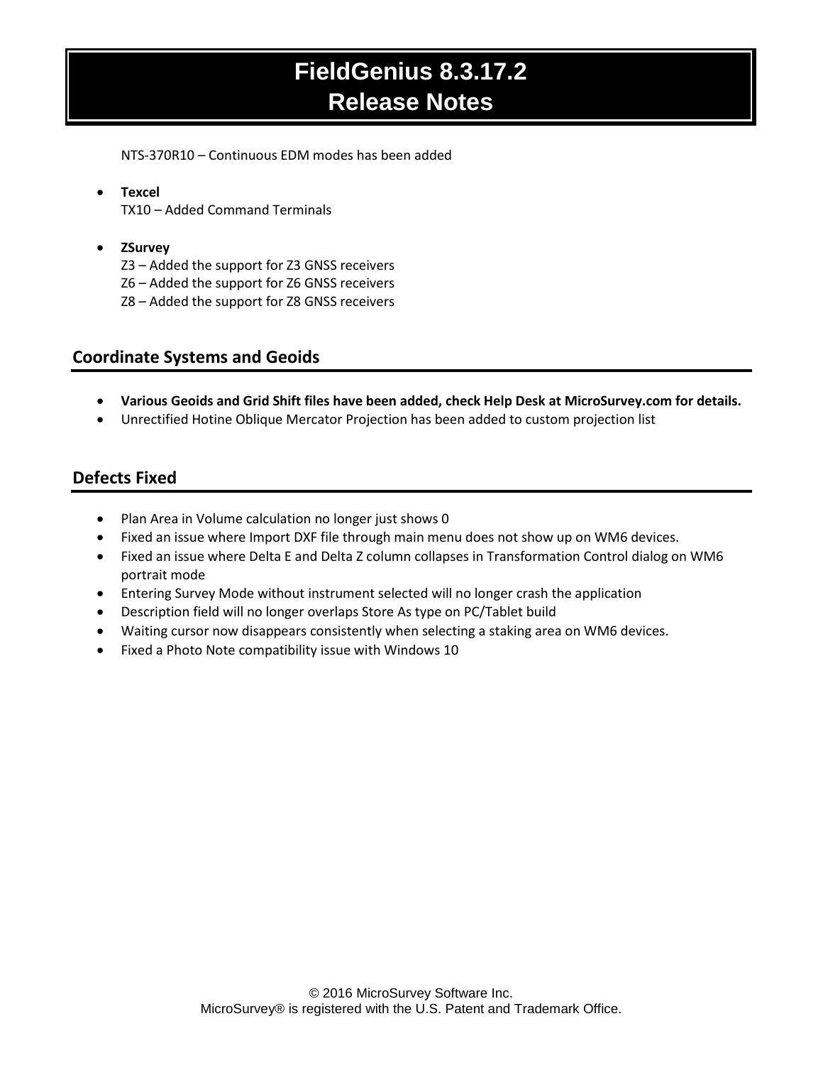NTS-370R10 – Continuous EDM modes has been added

- **Texcel**
  TX10 – Added Command Terminals

- **ZSurvey**
  Z3 – Added the support for Z3 GNSS receivers
  Z6 – Added the support for Z6 GNSS receivers
  Z8 – Added the support for Z8 GNSS receivers

## Coordinate Systems and Geoids

- **Various Geoids and Grid Shift files have been added, check Help Desk at MicroSurvey.com for details.**
- Unrectified Hotine Oblique Mercator Projection has been added to custom projection list

## Defects Fixed

- Plan Area in Volume calculation no longer just shows 0
- Fixed an issue where Import DXF file through main menu does not show up on WM6 devices.
- Fixed an issue where Delta E and Delta Z column collapses in Transformation Control dialog on WM6 portrait mode
- Entering Survey Mode without instrument selected will no longer crash the application
- Description field will no longer overlaps Store As type on PC/Tablet build
- Waiting cursor now disappears consistently when selecting a staking area on WM6 devices.
- Fixed a Photo Note compatibility issue with Windows 10